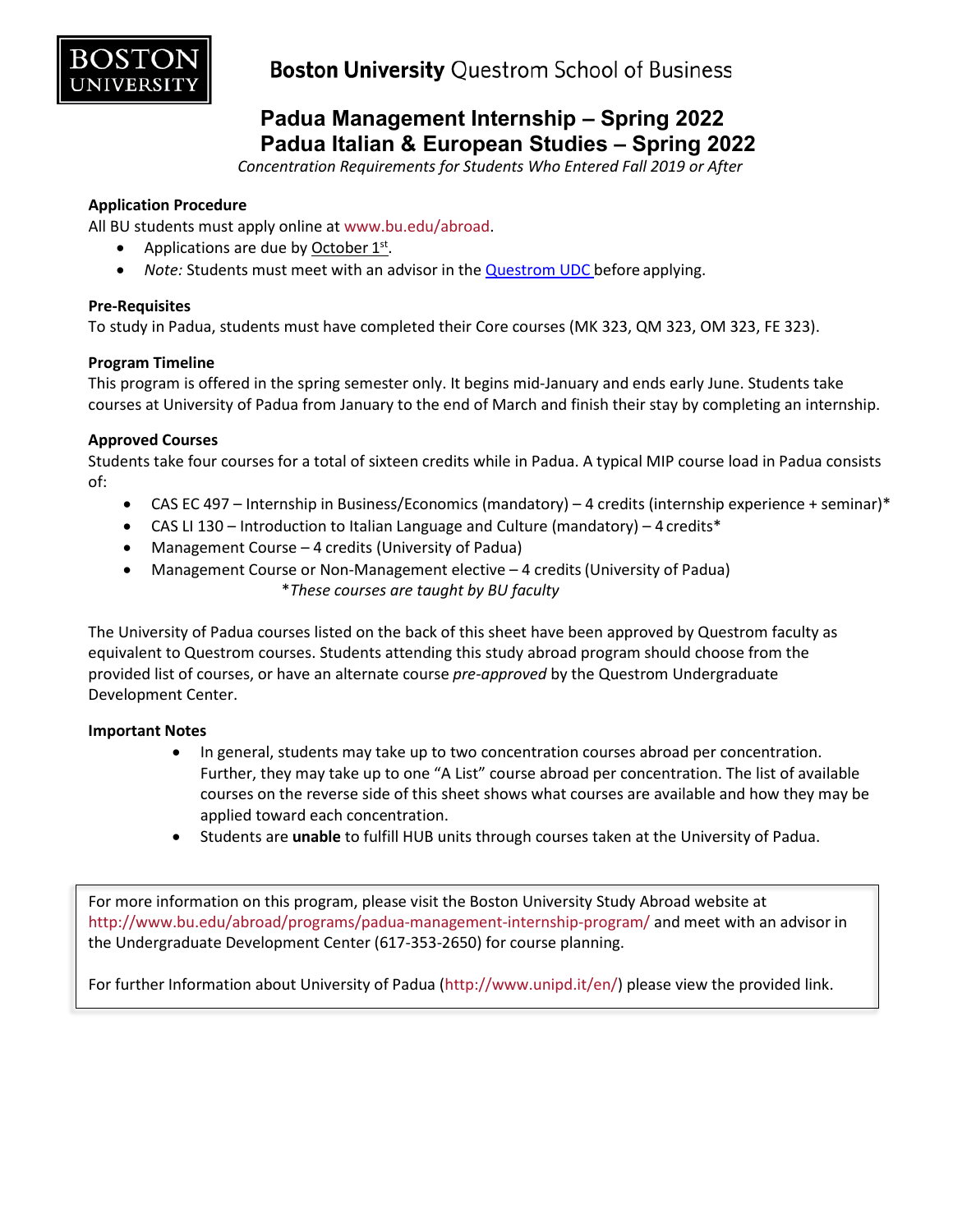**Boston University** Questrom School of Business

# Padua Management Internship – Spring 2022
# Padua Italian & European Studies – Spring 2022

*Concentration Requirements for Students Who Entered Fall 2019 or After*

### Application Procedure

All BU students must apply online at www.bu.edu/abroad.

- Applications are due by October 1st.
- *Note:* Students must meet with an advisor in the Questrom UDC before applying.

### Pre-Requisites

To study in Padua, students must have completed their Core courses (MK 323, QM 323, OM 323, FE 323).

### Program Timeline

This program is offered in the spring semester only. It begins mid-January and ends early June. Students take courses at University of Padua from January to the end of March and finish their stay by completing an internship.

### Approved Courses

Students take four courses for a total of sixteen credits while in Padua. A typical MIP course load in Padua consists of:

- CAS EC 497 – Internship in Business/Economics (mandatory) – 4 credits (internship experience + seminar)*
- CAS LI 130 – Introduction to Italian Language and Culture (mandatory) – 4 credits*
- Management Course – 4 credits (University of Padua)
- Management Course or Non-Management elective – 4 credits (University of Padua)

*\*These courses are taught by BU faculty*

The University of Padua courses listed on the back of this sheet have been approved by Questrom faculty as equivalent to Questrom courses. Students attending this study abroad program should choose from the provided list of courses, or have an alternate course *pre-approved* by the Questrom Undergraduate Development Center.

### Important Notes

- In general, students may take up to two concentration courses abroad per concentration. Further, they may take up to one "A List" course abroad per concentration. The list of available courses on the reverse side of this sheet shows what courses are available and how they may be applied toward each concentration.
- Students are **unable** to fulfill HUB units through courses taken at the University of Padua.

For more information on this program, please visit the Boston University Study Abroad website at http://www.bu.edu/abroad/programs/padua-management-internship-program/ and meet with an advisor in the Undergraduate Development Center (617-353-2650) for course planning.

For further Information about University of Padua (http://www.unipd.it/en/) please view the provided link.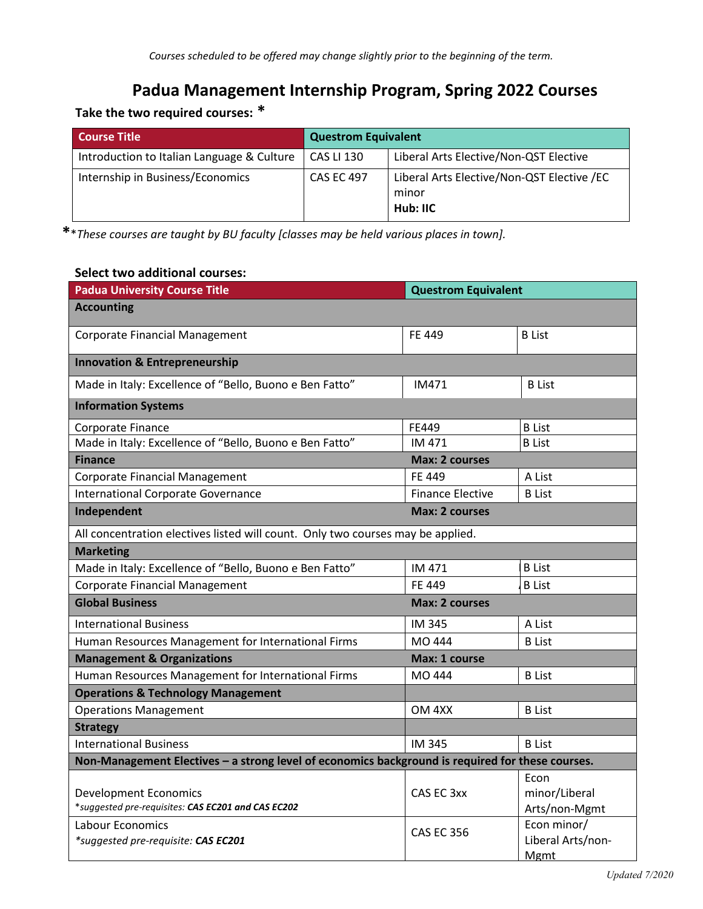*Courses scheduled to be offered may change slightly prior to the beginning of the term.*

# Padua Management Internship Program, Spring 2022 Courses

**Take the two required courses: \***

| Course Title | Questrom Equivalent | |
|---|---|---|
| Introduction to Italian Language & Culture | CAS LI 130 | Liberal Arts Elective/Non-QST Elective |
| Internship in Business/Economics | CAS EC 497 | Liberal Arts Elective/Non-QST Elective /EC minor **Hub: IIC** |

\**These courses are taught by BU faculty [classes may be held various places in town].*

**Select two additional courses:**

| Padua University Course Title | Questrom Equivalent | |
|---|---|---|
| **Accounting** | | |
| Corporate Financial Management | FE 449 | B List |
| **Innovation & Entrepreneurship** | | |
| Made in Italy: Excellence of “Bello, Buono e Ben Fatto” | IM471 | B List |
| **Information Systems** | | |
| Corporate Finance | FE449 | B List |
| Made in Italy: Excellence of “Bello, Buono e Ben Fatto” | IM 471 | B List |
| **Finance** | **Max: 2 courses** | |
| Corporate Financial Management | FE 449 | A List |
| International Corporate Governance | Finance Elective | B List |
| **Independent** | **Max: 2 courses** | |
| All concentration electives listed will count. Only two courses may be applied. | | |
| **Marketing** | | |
| Made in Italy: Excellence of “Bello, Buono e Ben Fatto” | IM 471 | B List |
| Corporate Financial Management | FE 449 | B List |
| **Global Business** | **Max: 2 courses** | |
| International Business | IM 345 | A List |
| Human Resources Management for International Firms | MO 444 | B List |
| **Management & Organizations** | **Max: 1 course** | |
| Human Resources Management for International Firms | MO 444 | B List |
| **Operations & Technology Management** | | |
| Operations Management | OM 4XX | B List |
| **Strategy** | | |
| International Business | IM 345 | B List |
| **Non-Management Electives – a strong level of economics background is required for these courses.** | | |
| Development Economics *\*suggested pre-requisites: **CAS EC201 and CAS EC202*** | CAS EC 3xx | Econ minor/Liberal Arts/non-Mgmt |
| Labour Economics *\*suggested pre-requisite: **CAS EC201*** | CAS EC 356 | Econ minor/ Liberal Arts/non-Mgmt |

*Updated 7/2020*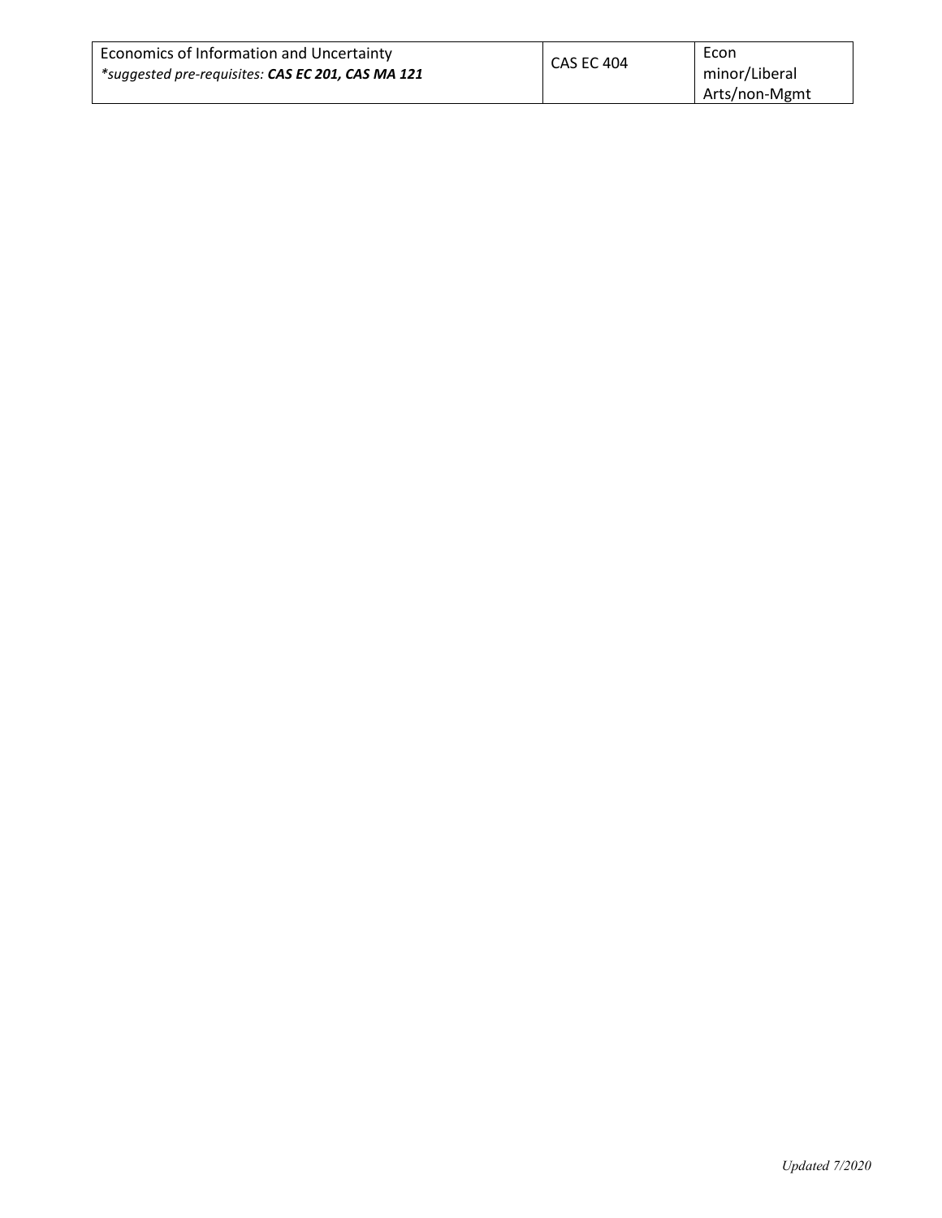| Economics of Information and Uncertainty<br>*\*suggested pre-requisites: **CAS EC 201, CAS MA 121*** | CAS EC 404 | Econ minor/Liberal Arts/non-Mgmt |
|---|---|---|

*Updated 7/2020*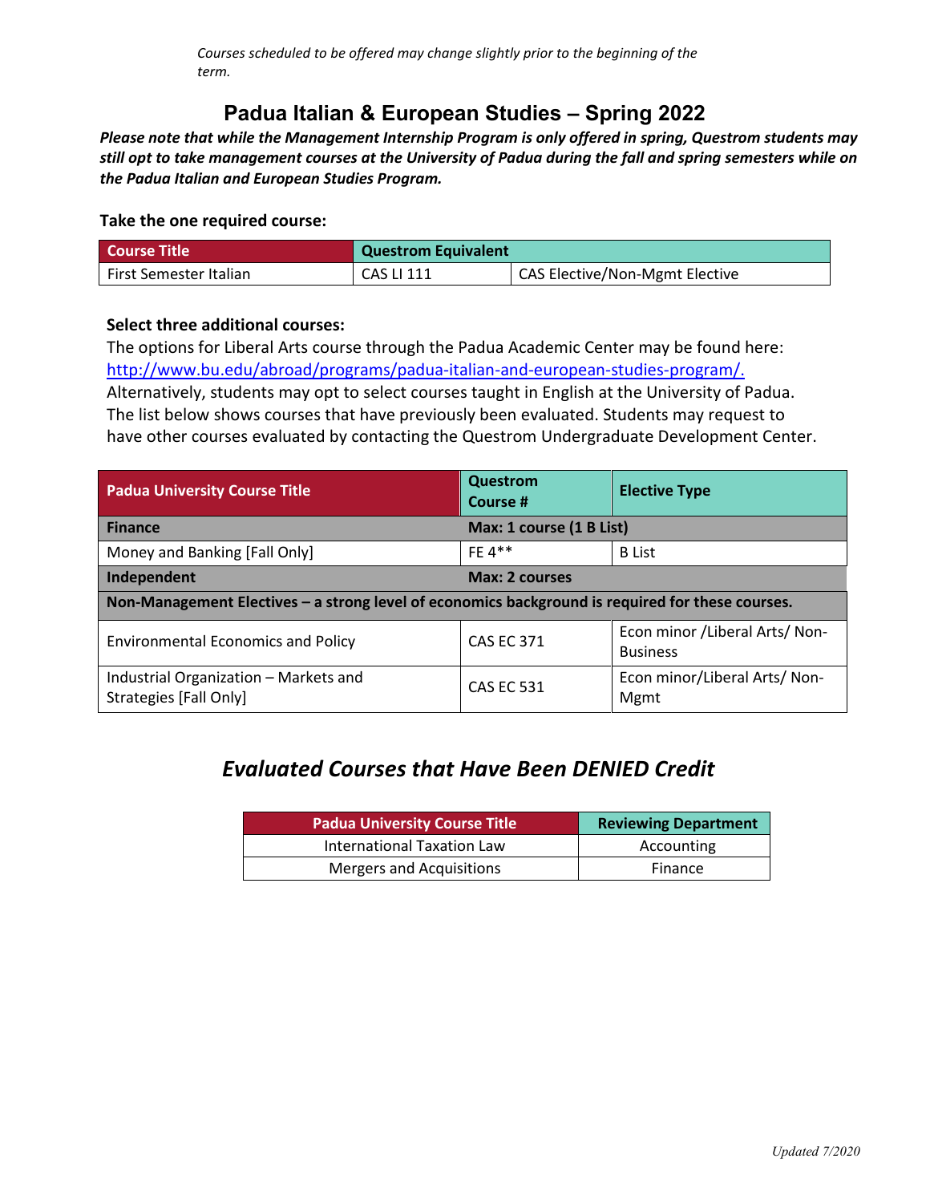*Courses scheduled to be offered may change slightly prior to the beginning of the term.*

## Padua Italian & European Studies – Spring 2022

***Please note that while the Management Internship Program is only offered in spring, Questrom students may still opt to take management courses at the University of Padua during the fall and spring semesters while on the Padua Italian and European Studies Program.***

**Take the one required course:**

| Course Title | Questrom Equivalent | |
|---|---|---|
| First Semester Italian | CAS LI 111 | CAS Elective/Non-Mgmt Elective |

**Select three additional courses:**

The options for Liberal Arts course through the Padua Academic Center may be found here: http://www.bu.edu/abroad/programs/padua-italian-and-european-studies-program/.
Alternatively, students may opt to select courses taught in English at the University of Padua. The list below shows courses that have previously been evaluated. Students may request to have other courses evaluated by contacting the Questrom Undergraduate Development Center.

| Padua University Course Title | Questrom Course # | Elective Type |
|---|---|---|
| **Finance** | **Max: 1 course (1 B List)** | |
| Money and Banking [Fall Only] | FE 4** | B List |
| **Independent** | **Max: 2 courses** | |
| **Non-Management Electives – a strong level of economics background is required for these courses.** | | |
| Environmental Economics and Policy | CAS EC 371 | Econ minor /Liberal Arts/ Non-Business |
| Industrial Organization – Markets and Strategies [Fall Only] | CAS EC 531 | Econ minor/Liberal Arts/ Non-Mgmt |

## *Evaluated Courses that Have Been DENIED Credit*

| Padua University Course Title | Reviewing Department |
|---|---|
| International Taxation Law | Accounting |
| Mergers and Acquisitions | Finance |

*Updated 7/2020*